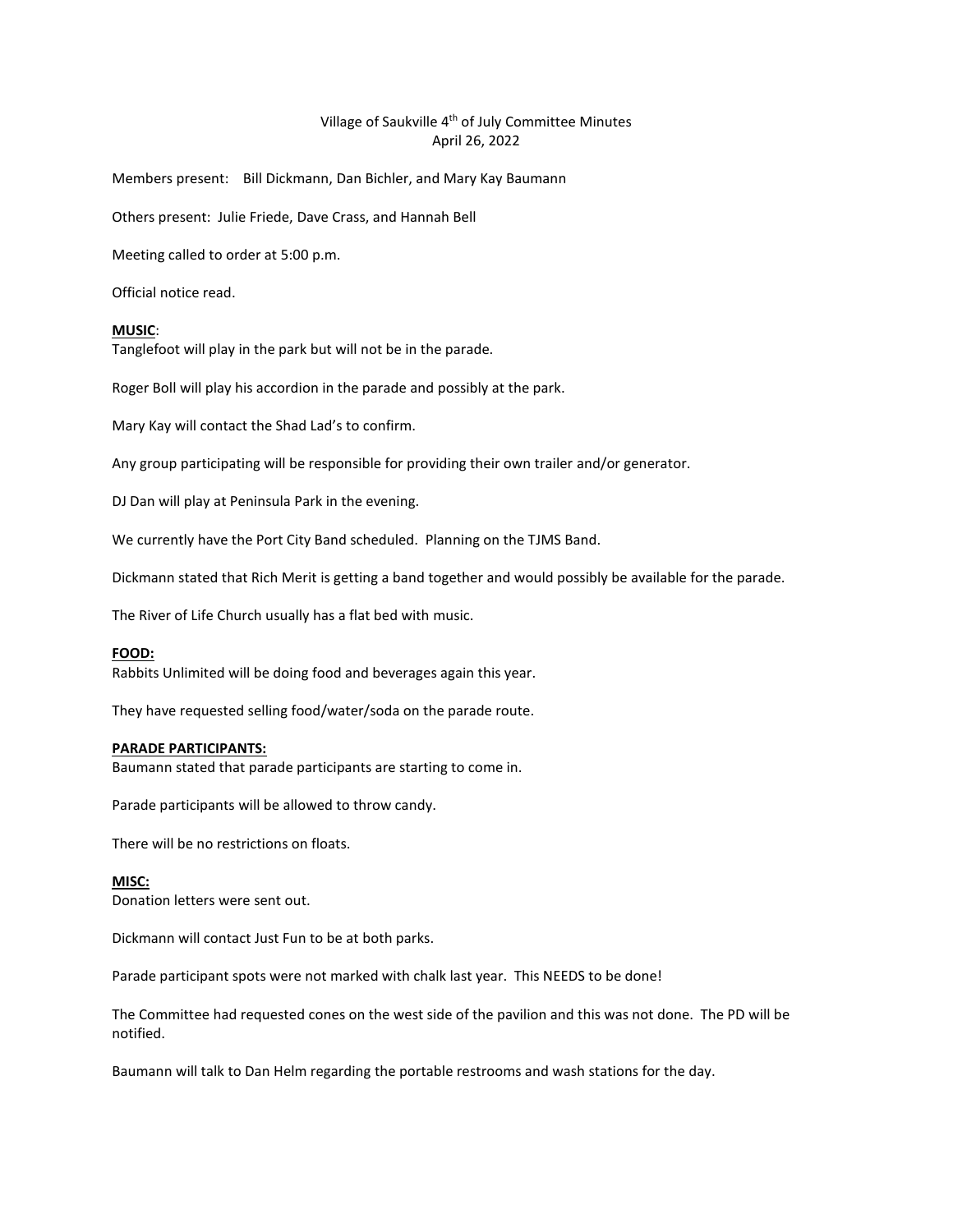Village of Saukville 4th of July Committee Minutes
April 26, 2022

Members present: Bill Dickmann, Dan Bichler, and Mary Kay Baumann

Others present: Julie Friede, Dave Crass, and Hannah Bell

Meeting called to order at 5:00 p.m.

Official notice read.

**MUSIC**:

Tanglefoot will play in the park but will not be in the parade.

Roger Boll will play his accordion in the parade and possibly at the park.

Mary Kay will contact the Shad Lad's to confirm.

Any group participating will be responsible for providing their own trailer and/or generator.

DJ Dan will play at Peninsula Park in the evening.

We currently have the Port City Band scheduled. Planning on the TJMS Band.

Dickmann stated that Rich Merit is getting a band together and would possibly be available for the parade.

The River of Life Church usually has a flat bed with music.

**FOOD:**

Rabbits Unlimited will be doing food and beverages again this year.

They have requested selling food/water/soda on the parade route.

**PARADE PARTICIPANTS:**

Baumann stated that parade participants are starting to come in.

Parade participants will be allowed to throw candy.

There will be no restrictions on floats.

**MISC:**

Donation letters were sent out.

Dickmann will contact Just Fun to be at both parks.

Parade participant spots were not marked with chalk last year. This NEEDS to be done!

The Committee had requested cones on the west side of the pavilion and this was not done. The PD will be notified.

Baumann will talk to Dan Helm regarding the portable restrooms and wash stations for the day.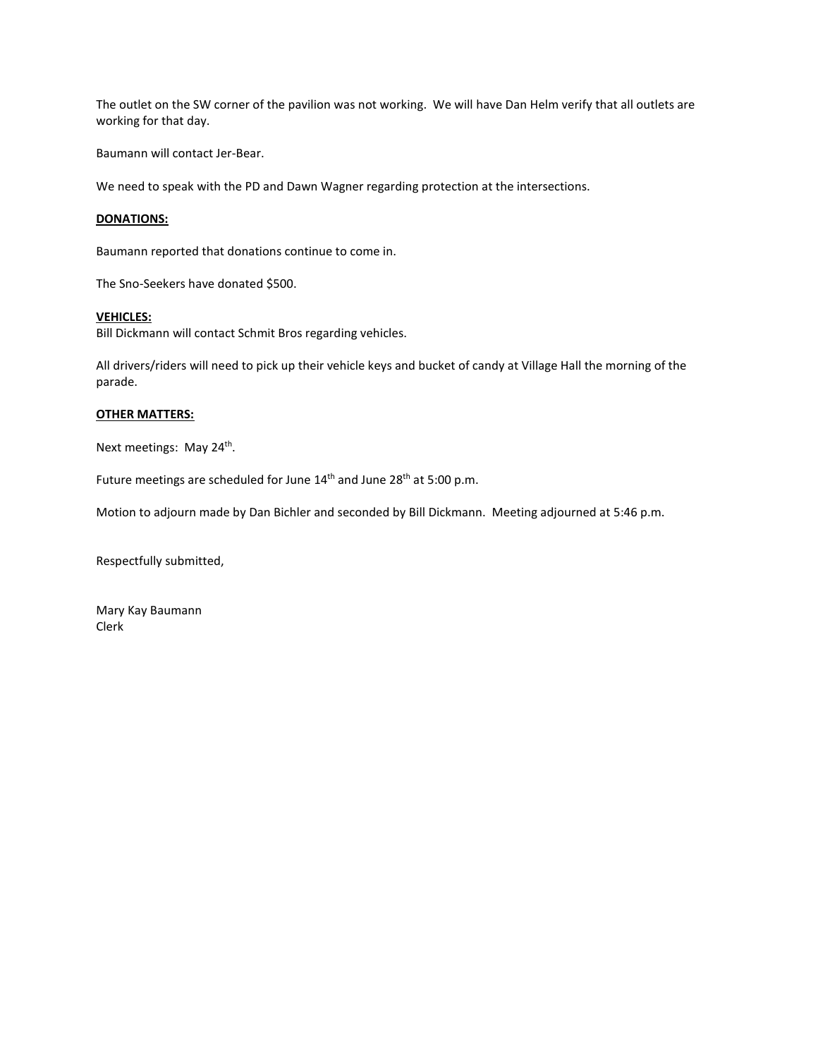The outlet on the SW corner of the pavilion was not working. We will have Dan Helm verify that all outlets are working for that day.

Baumann will contact Jer-Bear.

We need to speak with the PD and Dawn Wagner regarding protection at the intersections.

**DONATIONS:**

Baumann reported that donations continue to come in.

The Sno-Seekers have donated $500.

**VEHICLES:**

Bill Dickmann will contact Schmit Bros regarding vehicles.

All drivers/riders will need to pick up their vehicle keys and bucket of candy at Village Hall the morning of the parade.

**OTHER MATTERS:**

Next meetings: May 24th.

Future meetings are scheduled for June 14th and June 28th at 5:00 p.m.

Motion to adjourn made by Dan Bichler and seconded by Bill Dickmann. Meeting adjourned at 5:46 p.m.

Respectfully submitted,

Mary Kay Baumann
Clerk